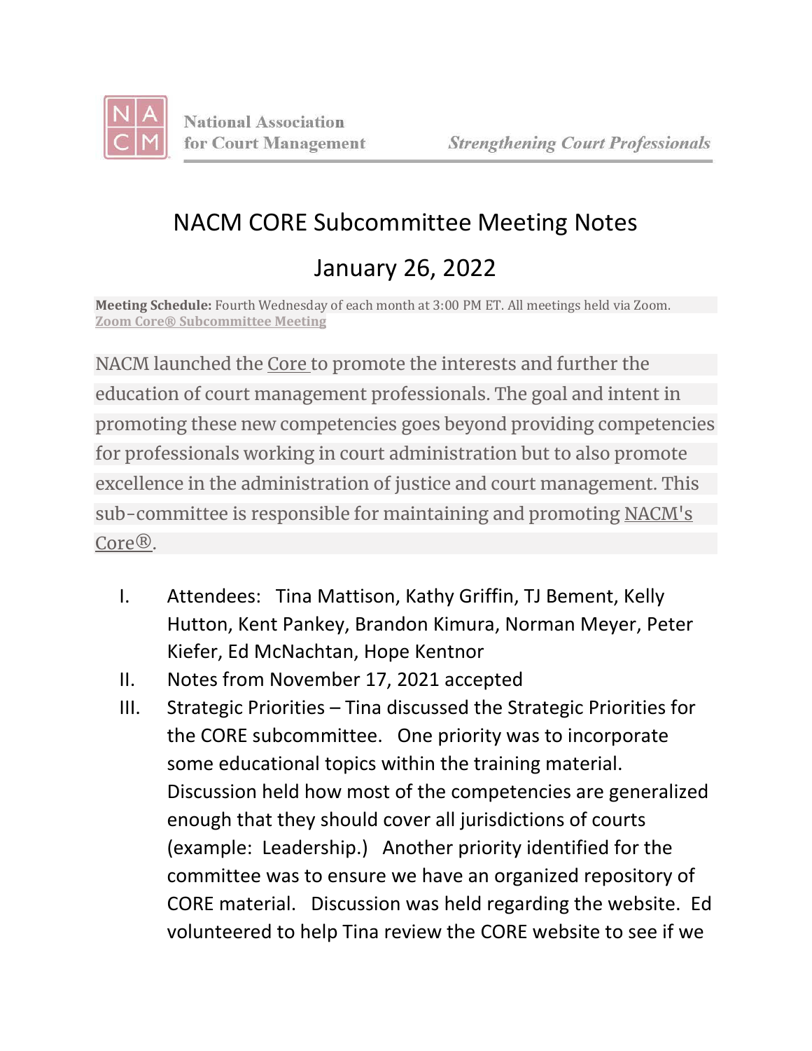National Association for Court Management — *Strengthening Court Professionals*

# NACM CORE Subcommittee Meeting Notes

## January 26, 2022

**Meeting Schedule:** Fourth Wednesday of each month at 3:00 PM ET. All meetings held via Zoom. Zoom Core® Subcommittee Meeting

NACM launched the Core to promote the interests and further the education of court management professionals. The goal and intent in promoting these new competencies goes beyond providing competencies for professionals working in court administration but to also promote excellence in the administration of justice and court management. This sub-committee is responsible for maintaining and promoting NACM's Core®.

I. Attendees: Tina Mattison, Kathy Griffin, TJ Bement, Kelly Hutton, Kent Pankey, Brandon Kimura, Norman Meyer, Peter Kiefer, Ed McNachtan, Hope Kentnor

II. Notes from November 17, 2021 accepted

III. Strategic Priorities – Tina discussed the Strategic Priorities for the CORE subcommittee. One priority was to incorporate some educational topics within the training material. Discussion held how most of the competencies are generalized enough that they should cover all jurisdictions of courts (example: Leadership.) Another priority identified for the committee was to ensure we have an organized repository of CORE material. Discussion was held regarding the website. Ed volunteered to help Tina review the CORE website to see if we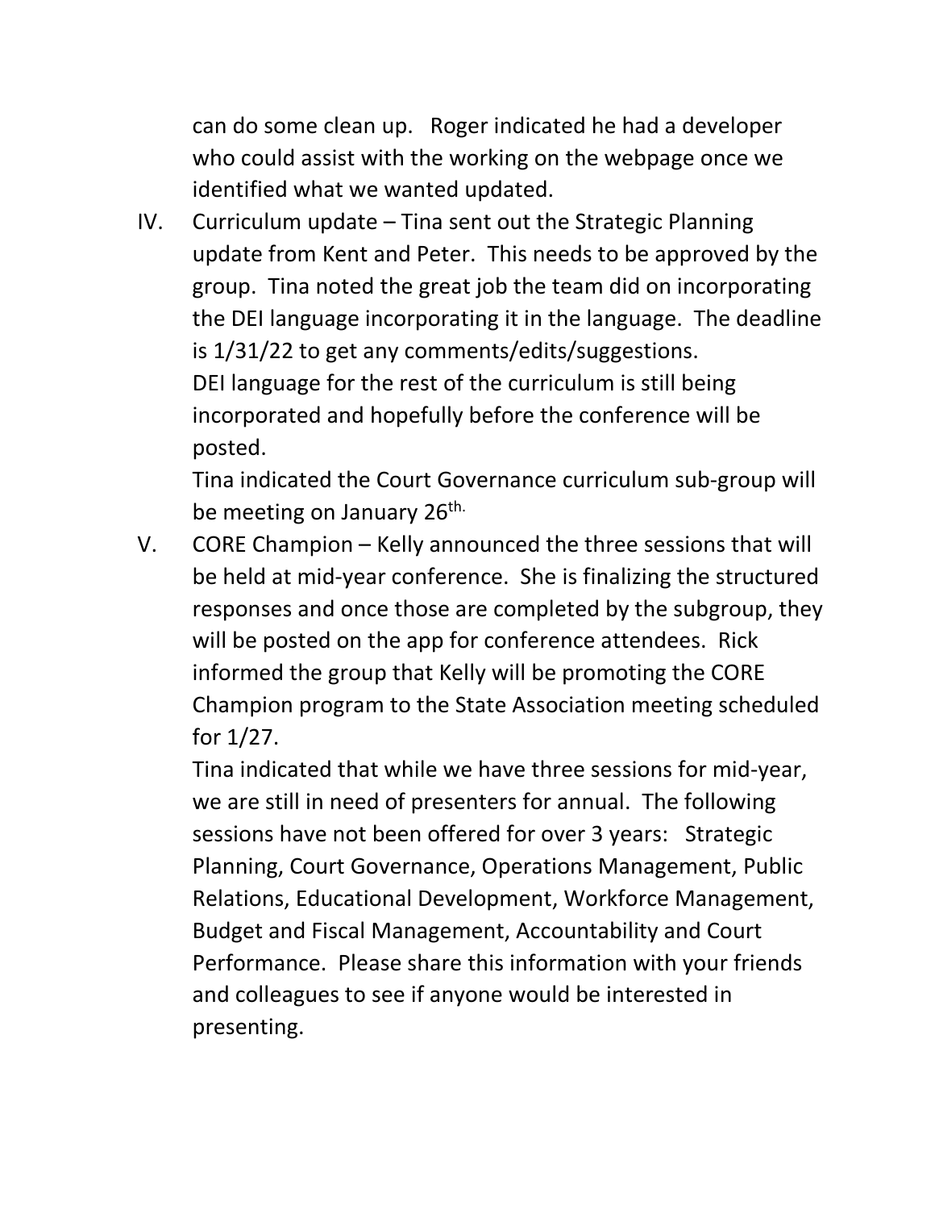can do some clean up. Roger indicated he had a developer who could assist with the working on the webpage once we identified what we wanted updated.

IV. Curriculum update – Tina sent out the Strategic Planning update from Kent and Peter. This needs to be approved by the group. Tina noted the great job the team did on incorporating the DEI language incorporating it in the language. The deadline is 1/31/22 to get any comments/edits/suggestions.

    DEI language for the rest of the curriculum is still being incorporated and hopefully before the conference will be posted.

    Tina indicated the Court Governance curriculum sub-group will be meeting on January 26th.

V. CORE Champion – Kelly announced the three sessions that will be held at mid-year conference. She is finalizing the structured responses and once those are completed by the subgroup, they will be posted on the app for conference attendees. Rick informed the group that Kelly will be promoting the CORE Champion program to the State Association meeting scheduled for 1/27.

    Tina indicated that while we have three sessions for mid-year, we are still in need of presenters for annual. The following sessions have not been offered for over 3 years: Strategic Planning, Court Governance, Operations Management, Public Relations, Educational Development, Workforce Management, Budget and Fiscal Management, Accountability and Court Performance. Please share this information with your friends and colleagues to see if anyone would be interested in presenting.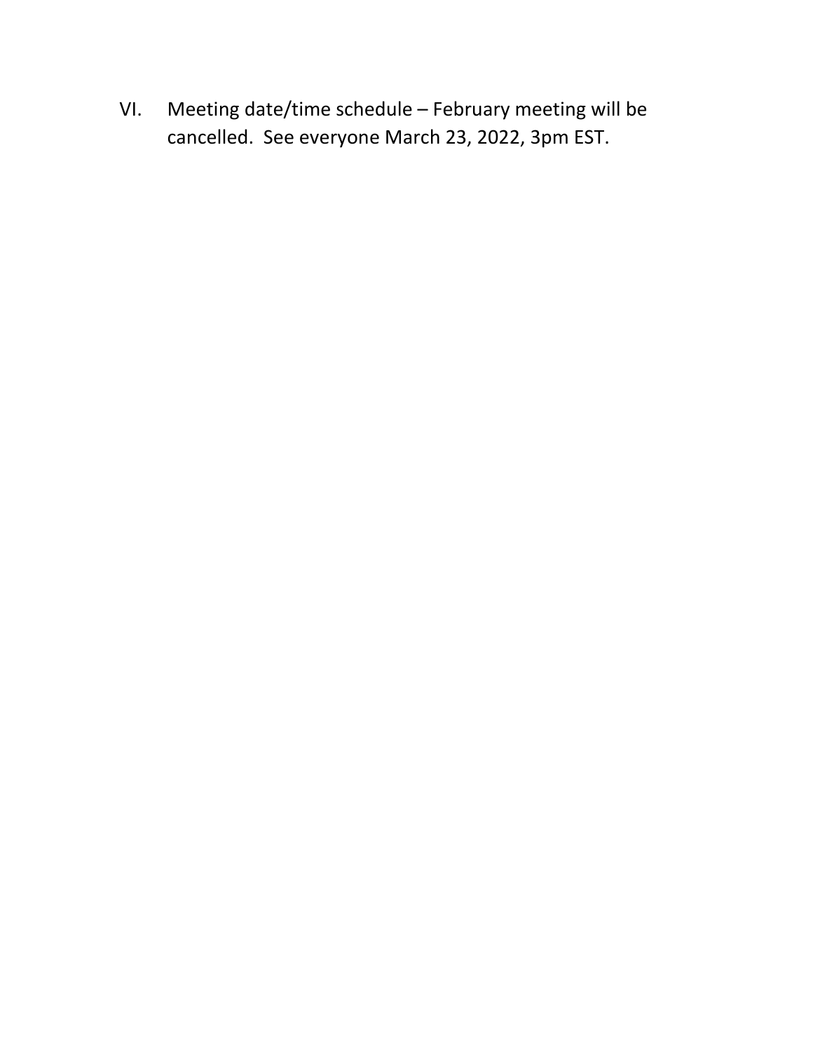VI. Meeting date/time schedule – February meeting will be cancelled. See everyone March 23, 2022, 3pm EST.